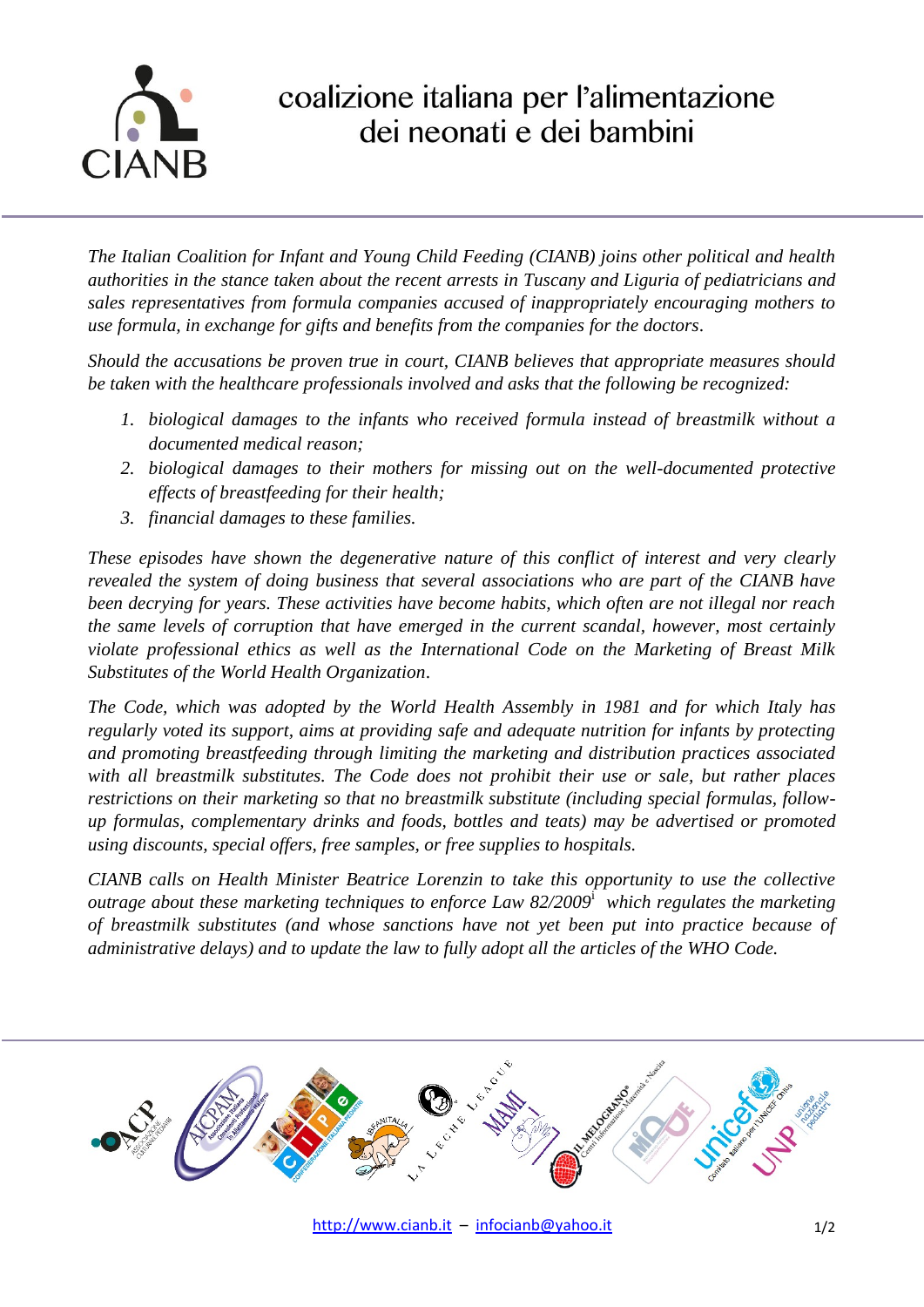# coalizione italiana per l'alimentazione dei neonati e dei bambini

*The Italian Coalition for Infant and Young Child Feeding (CIANB) joins other political and health authorities in the stance taken about the recent arrests in Tuscany and Liguria of pediatricians and sales representatives from formula companies accused of inappropriately encouraging mothers to use formula, in exchange for gifts and benefits from the companies for the doctors.*

*Should the accusations be proven true in court, CIANB believes that appropriate measures should be taken with the healthcare professionals involved and asks that the following be recognized:*

1. *biological damages to the infants who received formula instead of breastmilk without a documented medical reason;*
2. *biological damages to their mothers for missing out on the well-documented protective effects of breastfeeding for their health;*
3. *financial damages to these families.*

*These episodes have shown the degenerative nature of this conflict of interest and very clearly revealed the system of doing business that several associations who are part of the CIANB have been decrying for years. These activities have become habits, which often are not illegal nor reach the same levels of corruption that have emerged in the current scandal, however, most certainly violate professional ethics as well as the International Code on the Marketing of Breast Milk Substitutes of the World Health Organization.*

*The Code, which was adopted by the World Health Assembly in 1981 and for which Italy has regularly voted its support, aims at providing safe and adequate nutrition for infants by protecting and promoting breastfeeding through limiting the marketing and distribution practices associated with all breastmilk substitutes. The Code does not prohibit their use or sale, but rather places restrictions on their marketing so that no breastmilk substitute (including special formulas, follow-up formulas, complementary drinks and foods, bottles and teats) may be advertised or promoted using discounts, special offers, free samples, or free supplies to hospitals.*

*CIANB calls on Health Minister Beatrice Lorenzin to take this opportunity to use the collective outrage about these marketing techniques to enforce Law 82/2009*[i] *which regulates the marketing of breastmilk substitutes (and whose sanctions have not yet been put into practice because of administrative delays) and to update the law to fully adopt all the articles of the WHO Code.*

http://www.cianb.it – infocianb@yahoo.it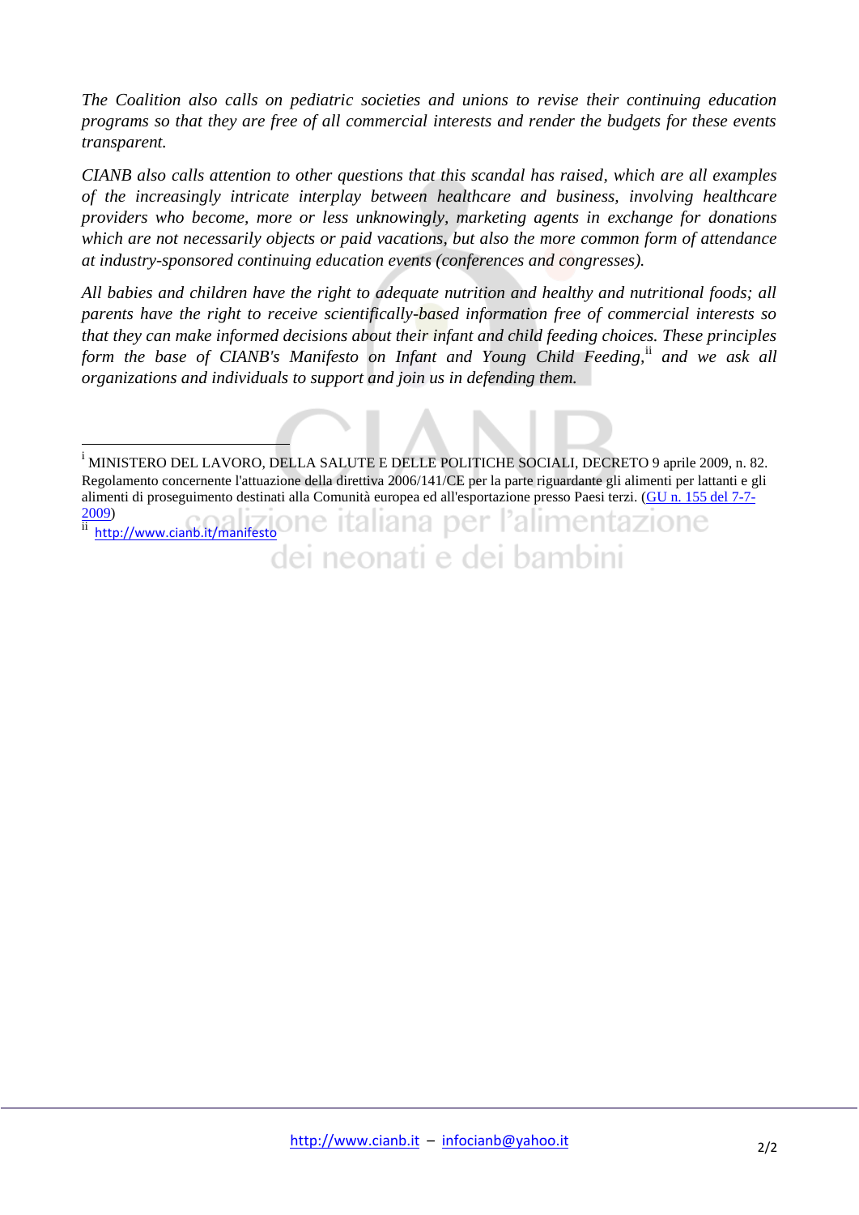*The Coalition also calls on pediatric societies and unions to revise their continuing education programs so that they are free of all commercial interests and render the budgets for these events transparent.*

*CIANB also calls attention to other questions that this scandal has raised, which are all examples of the increasingly intricate interplay between healthcare and business, involving healthcare providers who become, more or less unknowingly, marketing agents in exchange for donations which are not necessarily objects or paid vacations, but also the more common form of attendance at industry-sponsored continuing education events (conferences and congresses).*

*All babies and children have the right to adequate nutrition and healthy and nutritional foods; all parents have the right to receive scientifically-based information free of commercial interests so that they can make informed decisions about their infant and child feeding choices. These principles form the base of CIANB's Manifesto on Infant and Young Child Feeding,*[ii] *and we ask all organizations and individuals to support and join us in defending them.*

---

[i] MINISTERO DEL LAVORO, DELLA SALUTE E DELLE POLITICHE SOCIALI, DECRETO 9 aprile 2009, n. 82. Regolamento concernente l'attuazione della direttiva 2006/141/CE per la parte riguardante gli alimenti per lattanti e gli alimenti di proseguimento destinati alla Comunità europea ed all'esportazione presso Paesi terzi. (GU n. 155 del 7-7-2009)

[ii] http://www.cianb.it/manifesto